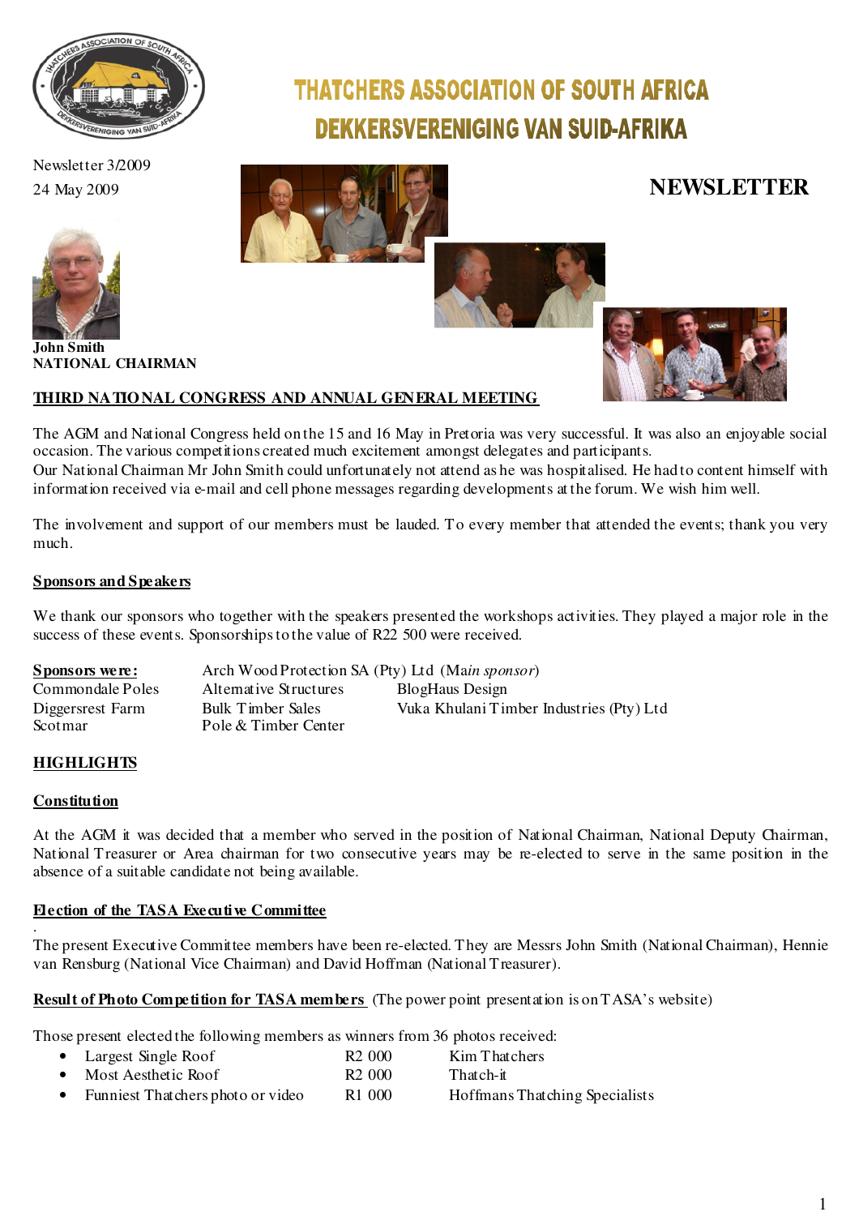# THATCHERS ASSOCIATION OF SOUTH AFRICA
# DEKKERSVERENIGING VAN SUID-AFRIKA

Newsletter 3/2009
24 May 2009

**NEWSLETTER**

**John Smith**
**NATIONAL CHAIRMAN**

## THIRD NATIONAL CONGRESS AND ANNUAL GENERAL MEETING

The AGM and National Congress held on the 15 and 16 May in Pretoria was very successful. It was also an enjoyable social occasion. The various competitions created much excitement amongst delegates and participants.
Our National Chairman Mr John Smith could unfortunately not attend as he was hospitalised. He had to content himself with information received via e-mail and cell phone messages regarding developments at the forum. We wish him well.

The involvement and support of our members must be lauded. To every member that attended the events; thank you very much.

### Sponsors and Speakers

We thank our sponsors who together with the speakers presented the workshops activities. They played a major role in the success of these events. Sponsorships to the value of R22 500 were received.

**Sponsors were:** Arch Wood Protection SA (Pty) Ltd (*Main sponsor*)

| | | |
|---|---|---|
| Commondale Poles | Alternative Structures | BlogHaus Design |
| Diggersrest Farm | Bulk Timber Sales | Vuka Khulani Timber Industries (Pty) Ltd |
| Scotmar | Pole & Timber Center | |

## HIGHLIGHTS

### Constitution

At the AGM it was decided that a member who served in the position of National Chairman, National Deputy Chairman, National Treasurer or Area chairman for two consecutive years may be re-elected to serve in the same position in the absence of a suitable candidate not being available.

### Election of the TASA Executive Committee

The present Executive Committee members have been re-elected. They are Messrs John Smith (National Chairman), Hennie van Rensburg (National Vice Chairman) and David Hoffman (National Treasurer).

### Result of Photo Competition for TASA members (The power point presentation is on TASA's website)

Those present elected the following members as winners from 36 photos received:

- Largest Single Roof — R2 000 — Kim Thatchers
- Most Aesthetic Roof — R2 000 — Thatch-it
- Funniest Thatchers photo or video — R1 000 — Hoffmans Thatching Specialists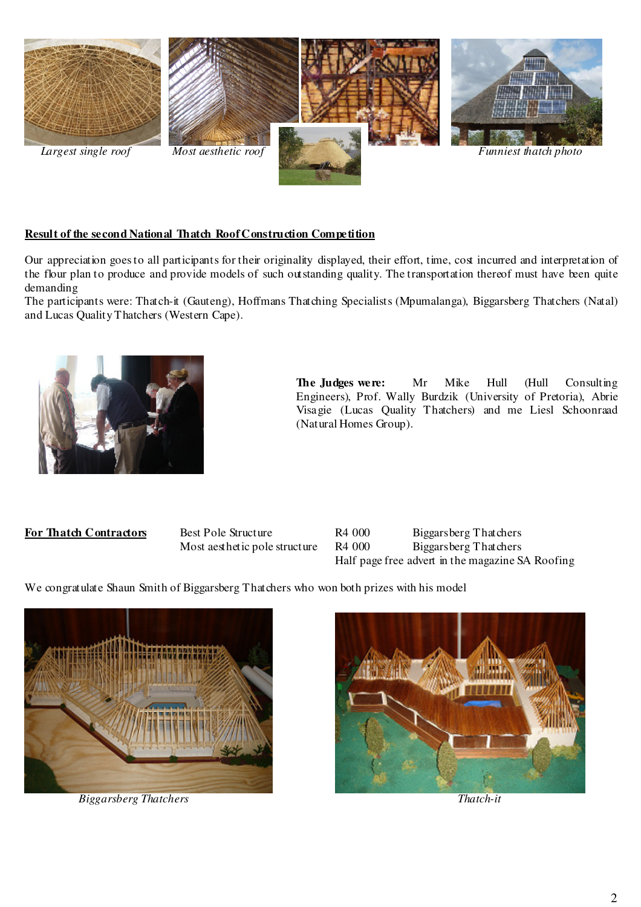*Largest single roof* *Most aesthetic roof* *Funniest thatch photo*

**Result of the second National Thatch Roof Construction Competition**

Our appreciation goes to all participants for their originality displayed, their effort, time, cost incurred and interpretation of the flour plan to produce and provide models of such outstanding quality. The transportation thereof must have been quite demanding

The participants were: Thatch-it (Gauteng), Hoffmans Thatching Specialists (Mpumalanga), Biggarsberg Thatchers (Natal) and Lucas Quality Thatchers (Western Cape).

**The Judges were:** Mr Mike Hull (Hull Consulting Engineers), Prof. Wally Burdzik (University of Pretoria), Abrie Visagie (Lucas Quality Thatchers) and me Liesl Schoonraad (Natural Homes Group).

| **For Thatch Contractors** | Best Pole Structure | R4 000 | Biggarsberg Thatchers |
|---|---|---|---|
| | Most aesthetic pole structure | R4 000 | Biggarsberg Thatchers |
| | | Half page free advert in the magazine SA Roofing | |

We congratulate Shaun Smith of Biggarsberg Thatchers who won both prizes with his model

*Biggarsberg Thatchers* *Thatch-it*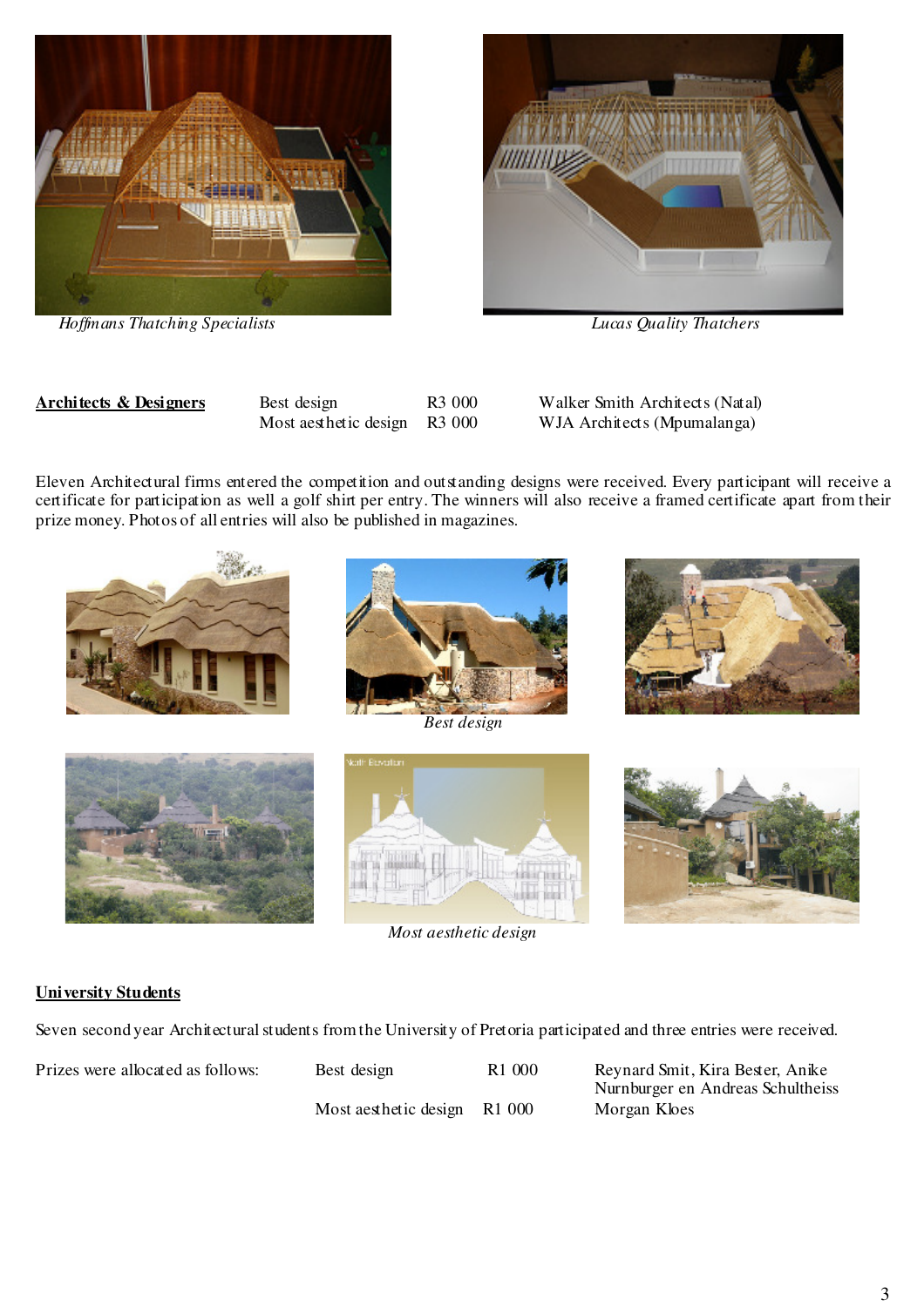*Hoffmans Thatching Specialists*

*Lucas Quality Thatchers*

| **Architects & Designers** | Best design | R3 000 | Walker Smith Architects (Natal) |
|---|---|---|---|
| | Most aesthetic design | R3 000 | WJA Architects (Mpumalanga) |

Eleven Architectural firms entered the competition and outstanding designs were received. Every participant will receive a certificate for participation as well a golf shirt per entry. The winners will also receive a framed certificate apart from their prize money. Photos of all entries will also be published in magazines.

*Best design*

*Most aesthetic design*

## University Students

Seven second year Architectural students from the University of Pretoria participated and three entries were received.

| Prizes were allocated as follows: | Best design | R1 000 | Reynard Smit, Kira Bester, Anike Nurnburger en Andreas Schultheiss |
|---|---|---|---|
| | Most aesthetic design | R1 000 | Morgan Kloes |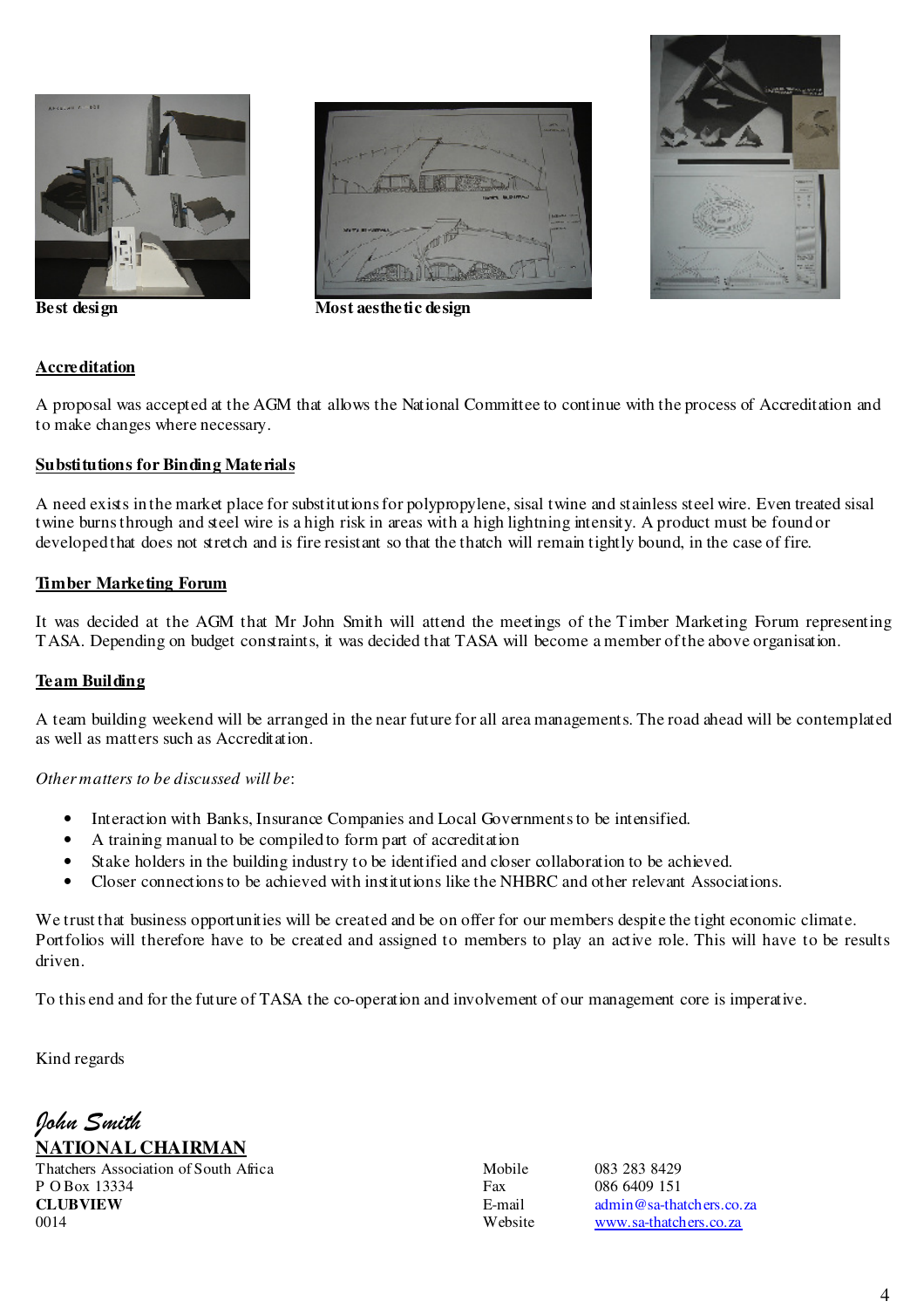Best design

Most aesthetic design

**Accreditation**

A proposal was accepted at the AGM that allows the National Committee to continue with the process of Accreditation and to make changes where necessary.

**Substitutions for Binding Materials**

A need exists in the market place for substitutions for polypropylene, sisal twine and stainless steel wire. Even treated sisal twine burns through and steel wire is a high risk in areas with a high lightning intensity. A product must be found or developed that does not stretch and is fire resistant so that the thatch will remain tightly bound, in the case of fire.

**Timber Marketing Forum**

It was decided at the AGM that Mr John Smith will attend the meetings of the Timber Marketing Forum representing TASA. Depending on budget constraints, it was decided that TASA will become a member of the above organisation.

**Team Building**

A team building weekend will be arranged in the near future for all area managements. The road ahead will be contemplated as well as matters such as Accreditation.

*Other matters to be discussed will be*:

- Interaction with Banks, Insurance Companies and Local Governments to be intensified.
- A training manual to be compiled to form part of accreditation
- Stake holders in the building industry to be identified and closer collaboration to be achieved.
- Closer connections to be achieved with institutions like the NHBRC and other relevant Associations.

We trust that business opportunities will be created and be on offer for our members despite the tight economic climate. Portfolios will therefore have to be created and assigned to members to play an active role. This will have to be results driven.

To this end and for the future of TASA the co-operation and involvement of our management core is imperative.

Kind regards

*John Smith*

**NATIONAL CHAIRMAN**

Thatchers Association of South Africa
P O Box 13334
**CLUBVIEW**
0014

Mobile 083 283 8429
Fax 086 6409 151
E-mail admin@sa-thatchers.co.za
Website www.sa-thatchers.co.za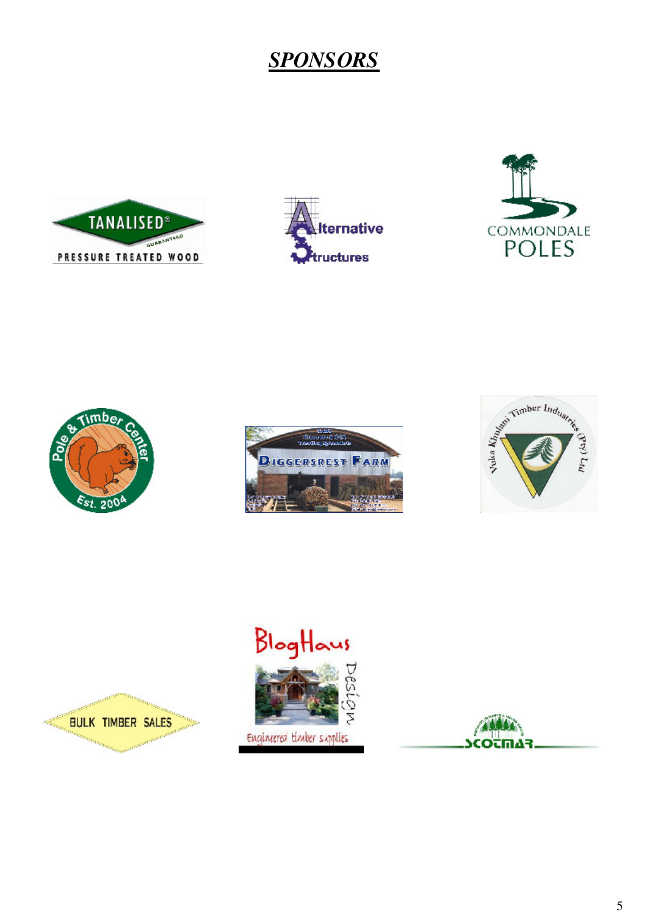# ***SPONSORS***

TANALISED® GUARANTEED PRESSURE TREATED WOOD

Alternative Structures

COMMONDALE POLES

Pole & Timber Center Est. 2004

DIGGERSREST FARM

Vuka Khulani Timber Industries (Pty) Ltd

BULK TIMBER SALES

BlogHaus Design Engineered timber supplies

SCOTMAR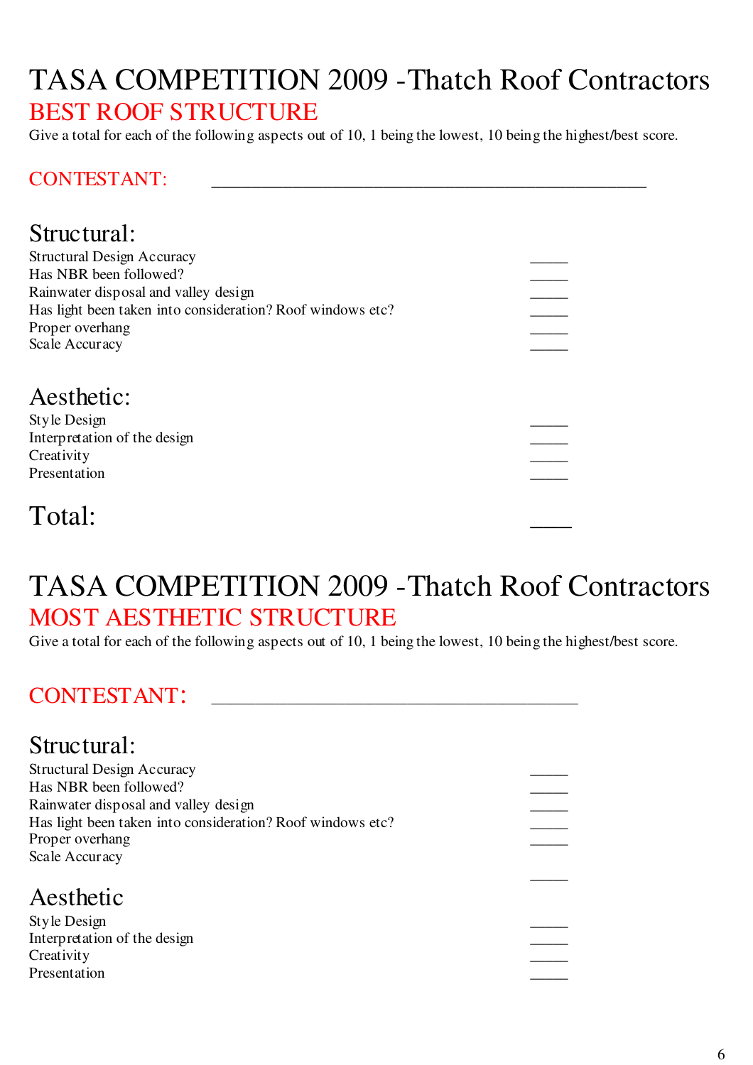# TASA COMPETITION 2009 -Thatch Roof Contractors

## BEST ROOF STRUCTURE

Give a total for each of the following aspects out of 10, 1 being the lowest, 10 being the highest/best score.

**CONTESTANT:** \_\_\_\_\_\_\_\_\_\_\_\_\_\_\_\_\_\_\_\_\_\_\_\_\_\_\_\_\_\_\_\_\_\_\_\_\_\_\_\_\_\_\_\_\_\_\_\_

### Structural:

Structural Design Accuracy \_\_\_\_\_

Has NBR been followed? \_\_\_\_\_

Rainwater disposal and valley design \_\_\_\_\_

Has light been taken into consideration? Roof windows etc? \_\_\_\_\_

Proper overhang \_\_\_\_\_

Scale Accuracy \_\_\_\_\_

### Aesthetic:

Style Design \_\_\_\_\_

Interpretation of the design \_\_\_\_\_

Creativity \_\_\_\_\_

Presentation \_\_\_\_\_

### Total: \_\_\_\_

# TASA COMPETITION 2009 -Thatch Roof Contractors

## MOST AESTHETIC STRUCTURE

Give a total for each of the following aspects out of 10, 1 being the lowest, 10 being the highest/best score.

**CONTESTANT:** \_\_\_\_\_\_\_\_\_\_\_\_\_\_\_\_\_\_\_\_\_\_\_\_\_\_\_\_\_\_\_\_\_\_\_\_\_\_\_\_

### Structural:

Structural Design Accuracy \_\_\_\_\_

Has NBR been followed? \_\_\_\_\_

Rainwater disposal and valley design \_\_\_\_\_

Has light been taken into consideration? Roof windows etc? \_\_\_\_\_

Proper overhang \_\_\_\_\_

Scale Accuracy

\_\_\_\_\_

### Aesthetic

Style Design \_\_\_\_\_

Interpretation of the design \_\_\_\_\_

Creativity \_\_\_\_\_

Presentation \_\_\_\_\_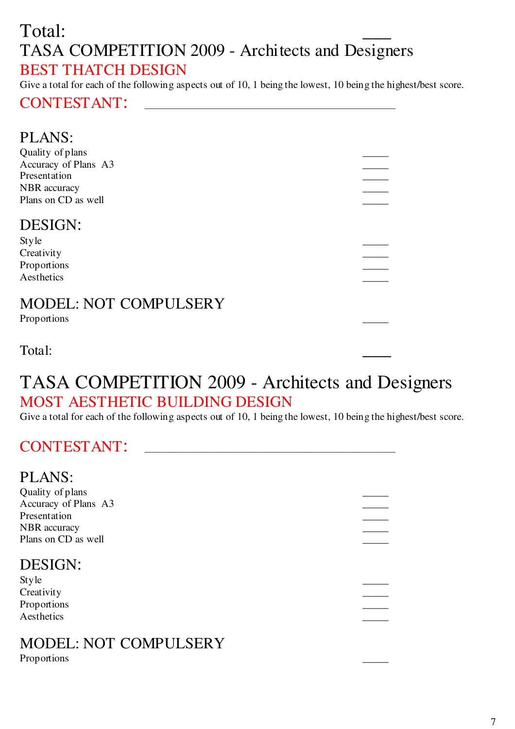Total: \_\_\_\_

# TASA COMPETITION 2009 - Architects and Designers

## BEST THATCH DESIGN

Give a total for each of the following aspects out of 10, 1 being the lowest, 10 being the highest/best score.

## CONTESTANT: \_\_\_\_\_\_\_\_\_\_\_\_\_\_\_\_\_\_\_\_\_\_\_\_\_\_\_\_\_\_\_\_\_\_\_\_\_\_\_\_

### PLANS:

Quality of plans \_\_\_\_\_
Accuracy of Plans A3 \_\_\_\_\_
Presentation \_\_\_\_\_
NBR accuracy \_\_\_\_\_
Plans on CD as well \_\_\_\_\_

### DESIGN:

Style \_\_\_\_\_
Creativity \_\_\_\_\_
Proportions \_\_\_\_\_
Aesthetics \_\_\_\_\_

### MODEL: NOT COMPULSERY

Proportions \_\_\_\_\_

Total: \_\_\_\_

# TASA COMPETITION 2009 - Architects and Designers

## MOST AESTHETIC BUILDING DESIGN

Give a total for each of the following aspects out of 10, 1 being the lowest, 10 being the highest/best score.

## CONTESTANT: \_\_\_\_\_\_\_\_\_\_\_\_\_\_\_\_\_\_\_\_\_\_\_\_\_\_\_\_\_\_\_\_\_\_\_\_\_\_\_\_

### PLANS:

Quality of plans \_\_\_\_\_
Accuracy of Plans A3 \_\_\_\_\_
Presentation \_\_\_\_\_
NBR accuracy \_\_\_\_\_
Plans on CD as well \_\_\_\_\_

### DESIGN:

Style \_\_\_\_\_
Creativity \_\_\_\_\_
Proportions \_\_\_\_\_
Aesthetics \_\_\_\_\_

### MODEL: NOT COMPULSERY

Proportions \_\_\_\_\_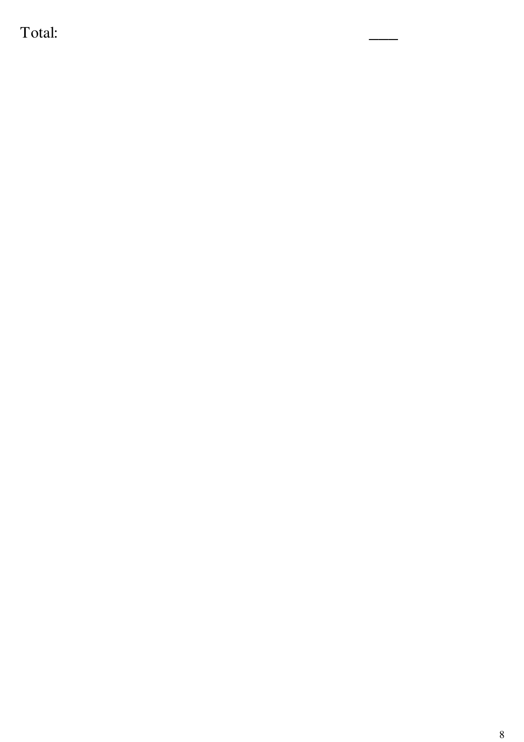Total: ____